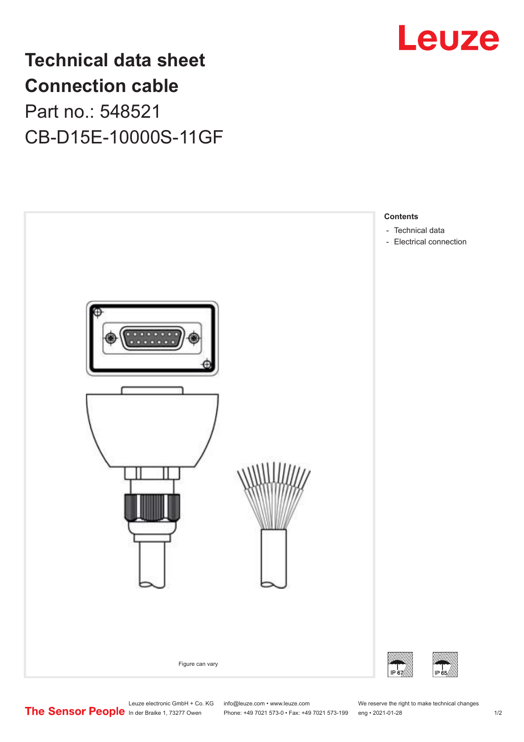# Technical data sheet
# Connection cable

Part no.: 548521

CB-D15E-10000S-11GF

Figure can vary

**Contents**

- Technical data
- Electrical connection

IP 67

IP 65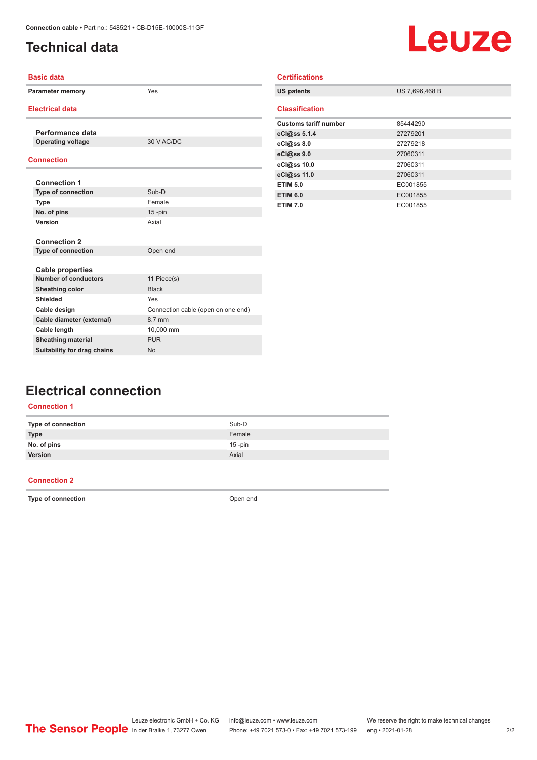# Technical data

## Basic data

| | |
|---|---|
| Parameter memory | Yes |

## Electrical data

**Performance data**

| | |
|---|---|
| Operating voltage | 30 V AC/DC |

## Connection

**Connection 1**

| | |
|---|---|
| Type of connection | Sub-D |
| Type | Female |
| No. of pins | 15 -pin |
| Version | Axial |

**Connection 2**

| | |
|---|---|
| Type of connection | Open end |

**Cable properties**

| | |
|---|---|
| Number of conductors | 11 Piece(s) |
| Sheathing color | Black |
| Shielded | Yes |
| Cable design | Connection cable (open on one end) |
| Cable diameter (external) | 8.7 mm |
| Cable length | 10,000 mm |
| Sheathing material | PUR |
| Suitability for drag chains | No |

## Certifications

| | |
|---|---|
| US patents | US 7,696,468 B |

## Classification

| | |
|---|---|
| Customs tariff number | 85444290 |
| eCl@ss 5.1.4 | 27279201 |
| eCl@ss 8.0 | 27279218 |
| eCl@ss 9.0 | 27060311 |
| eCl@ss 10.0 | 27060311 |
| eCl@ss 11.0 | 27060311 |
| ETIM 5.0 | EC001855 |
| ETIM 6.0 | EC001855 |
| ETIM 7.0 | EC001855 |

# Electrical connection

## Connection 1

| | |
|---|---|
| Type of connection | Sub-D |
| Type | Female |
| No. of pins | 15 -pin |
| Version | Axial |

## Connection 2

| | |
|---|---|
| Type of connection | Open end |